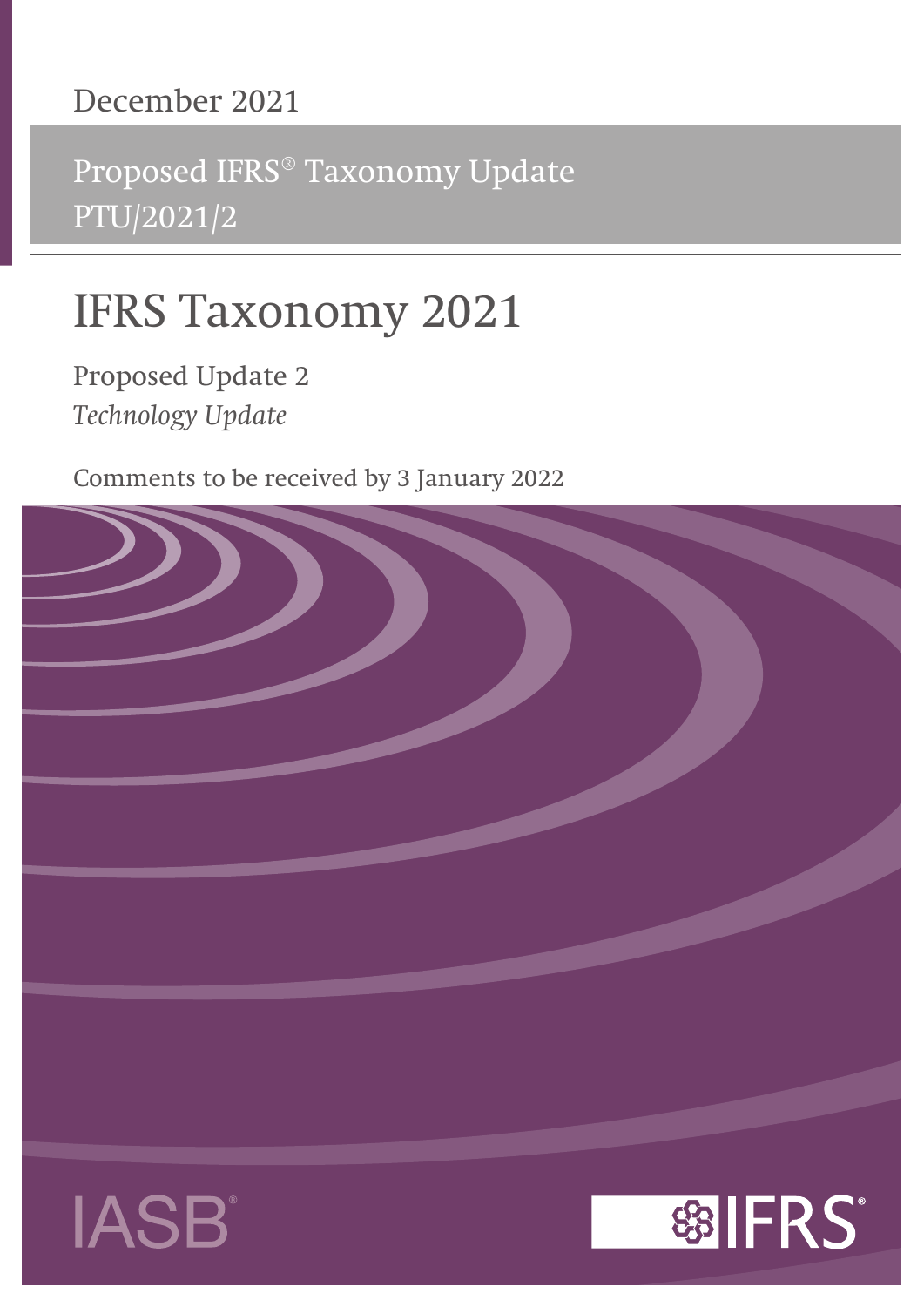December 2021

Proposed IFRS® Taxonomy Update
PTU/2021/2

# IFRS Taxonomy 2021

Proposed Update 2

*Technology Update*

Comments to be received by 3 January 2022

IASB®

IFRS®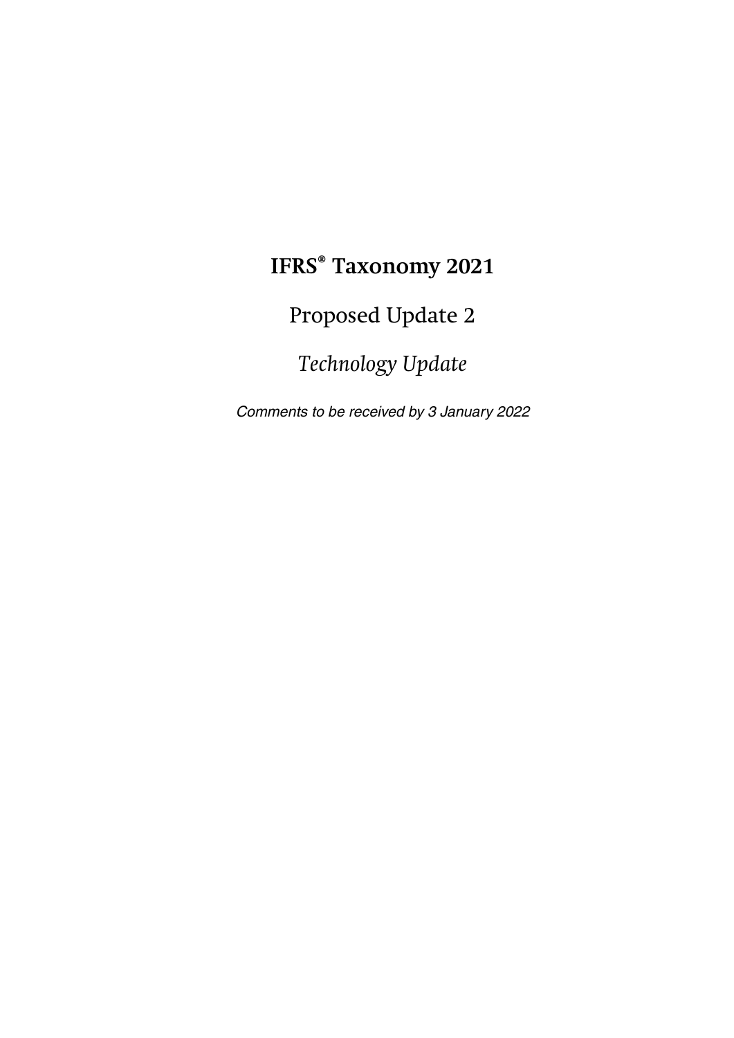# IFRS® Taxonomy 2021

## Proposed Update 2

### *Technology Update*

*Comments to be received by 3 January 2022*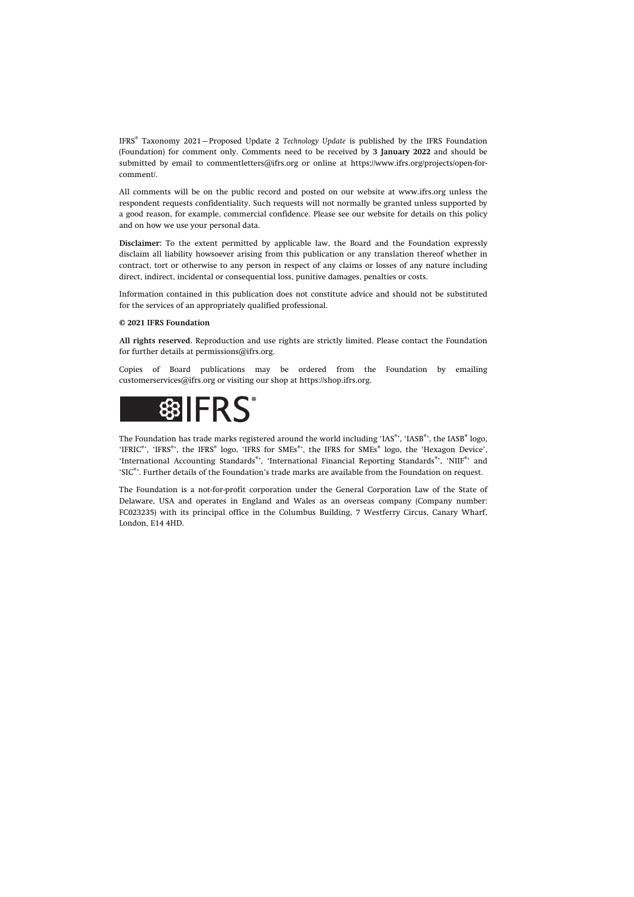IFRS® Taxonomy 2021—Proposed Update 2 *Technology Update* is published by the IFRS Foundation (Foundation) for comment only. Comments need to be received by **3 January 2022** and should be submitted by email to commentletters@ifrs.org or online at https://www.ifrs.org/projects/open-for-comment/.

All comments will be on the public record and posted on our website at www.ifrs.org unless the respondent requests confidentiality. Such requests will not normally be granted unless supported by a good reason, for example, commercial confidence. Please see our website for details on this policy and on how we use your personal data.

**Disclaimer:** To the extent permitted by applicable law, the Board and the Foundation expressly disclaim all liability howsoever arising from this publication or any translation thereof whether in contract, tort or otherwise to any person in respect of any claims or losses of any nature including direct, indirect, incidental or consequential loss, punitive damages, penalties or costs.

Information contained in this publication does not constitute advice and should not be substituted for the services of an appropriately qualified professional.

**© 2021 IFRS Foundation**

**All rights reserved.** Reproduction and use rights are strictly limited. Please contact the Foundation for further details at permissions@ifrs.org.

Copies of Board publications may be ordered from the Foundation by emailing customerservices@ifrs.org or visiting our shop at https://shop.ifrs.org.

IFRS®

The Foundation has trade marks registered around the world including 'IAS®', 'IASB®', the IASB® logo, 'IFRIC®', 'IFRS®', the IFRS® logo, 'IFRS for SMEs®', the IFRS for SMEs® logo, the 'Hexagon Device', 'International Accounting Standards®', 'International Financial Reporting Standards®', 'NIIF®' and 'SIC®'. Further details of the Foundation's trade marks are available from the Foundation on request.

The Foundation is a not-for-profit corporation under the General Corporation Law of the State of Delaware, USA and operates in England and Wales as an overseas company (Company number: FC023235) with its principal office in the Columbus Building, 7 Westferry Circus, Canary Wharf, London, E14 4HD.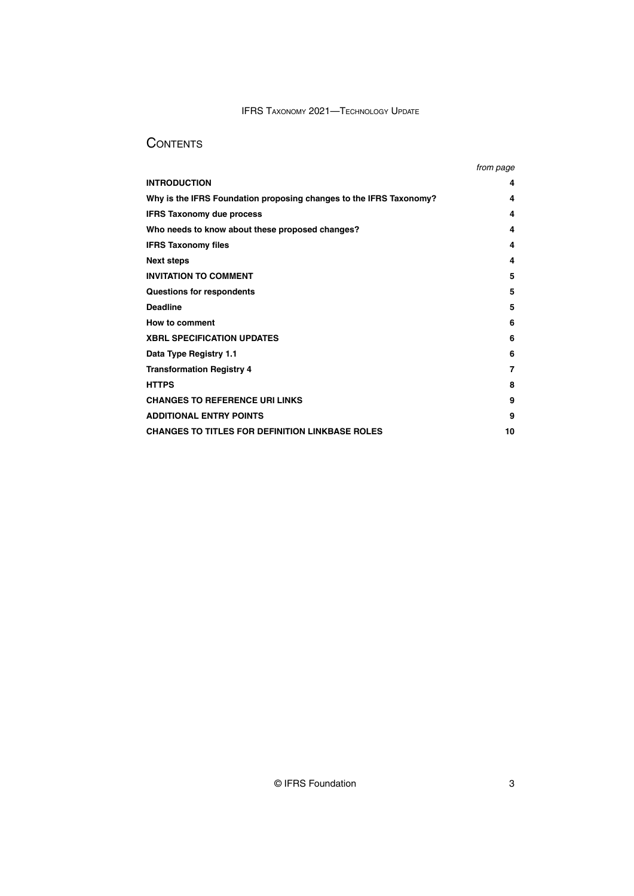# CONTENTS

| | *from page* |
|---|---|
| **INTRODUCTION** | **4** |
| **Why is the IFRS Foundation proposing changes to the IFRS Taxonomy?** | **4** |
| **IFRS Taxonomy due process** | **4** |
| **Who needs to know about these proposed changes?** | **4** |
| **IFRS Taxonomy files** | **4** |
| **Next steps** | **4** |
| **INVITATION TO COMMENT** | **5** |
| **Questions for respondents** | **5** |
| **Deadline** | **5** |
| **How to comment** | **6** |
| **XBRL SPECIFICATION UPDATES** | **6** |
| **Data Type Registry 1.1** | **6** |
| **Transformation Registry 4** | **7** |
| **HTTPS** | **8** |
| **CHANGES TO REFERENCE URI LINKS** | **9** |
| **ADDITIONAL ENTRY POINTS** | **9** |
| **CHANGES TO TITLES FOR DEFINITION LINKBASE ROLES** | **10** |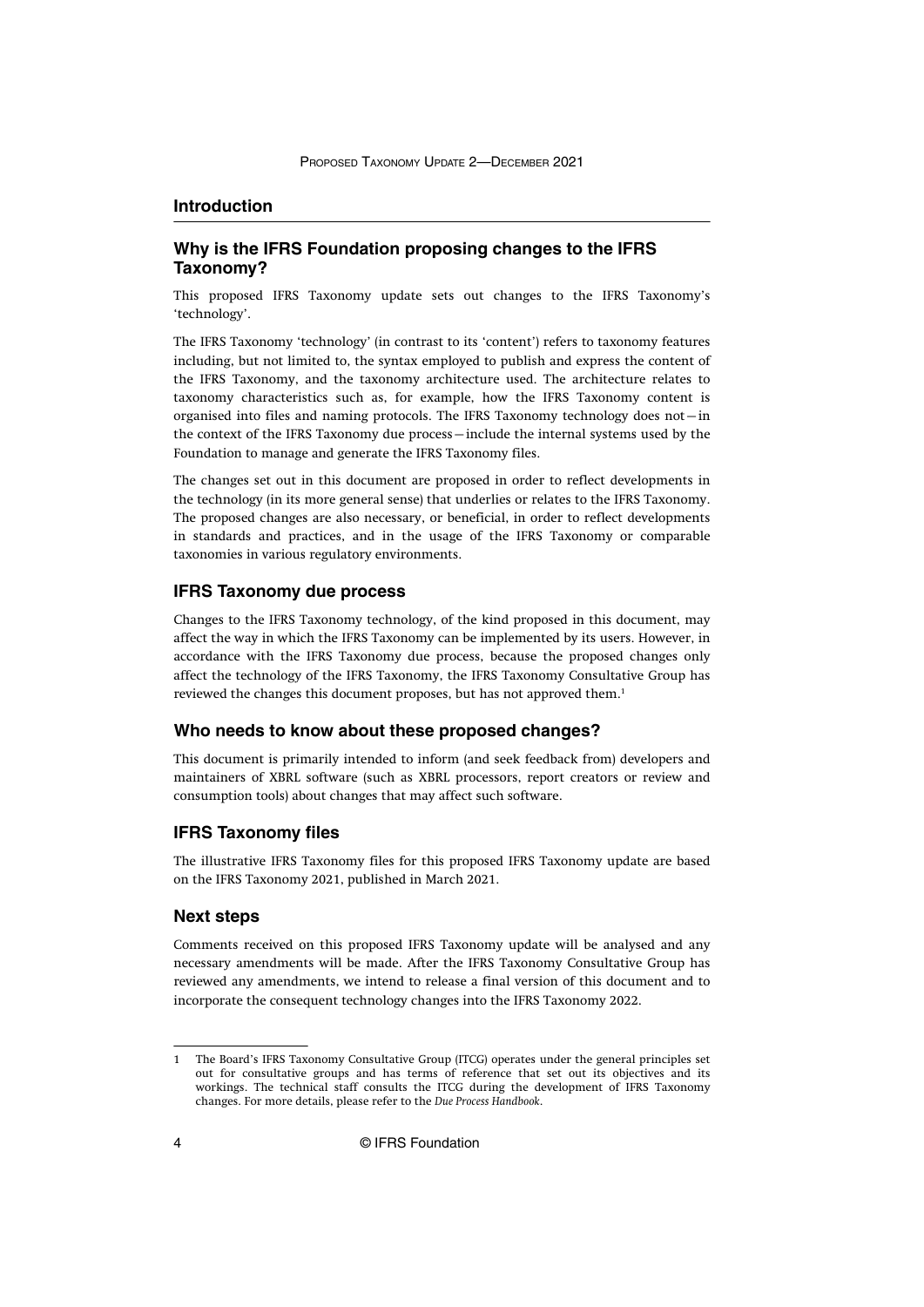## Introduction

### Why is the IFRS Foundation proposing changes to the IFRS Taxonomy?

This proposed IFRS Taxonomy update sets out changes to the IFRS Taxonomy's 'technology'.

The IFRS Taxonomy 'technology' (in contrast to its 'content') refers to taxonomy features including, but not limited to, the syntax employed to publish and express the content of the IFRS Taxonomy, and the taxonomy architecture used. The architecture relates to taxonomy characteristics such as, for example, how the IFRS Taxonomy content is organised into files and naming protocols. The IFRS Taxonomy technology does not—in the context of the IFRS Taxonomy due process—include the internal systems used by the Foundation to manage and generate the IFRS Taxonomy files.

The changes set out in this document are proposed in order to reflect developments in the technology (in its more general sense) that underlies or relates to the IFRS Taxonomy. The proposed changes are also necessary, or beneficial, in order to reflect developments in standards and practices, and in the usage of the IFRS Taxonomy or comparable taxonomies in various regulatory environments.

### IFRS Taxonomy due process

Changes to the IFRS Taxonomy technology, of the kind proposed in this document, may affect the way in which the IFRS Taxonomy can be implemented by its users. However, in accordance with the IFRS Taxonomy due process, because the proposed changes only affect the technology of the IFRS Taxonomy, the IFRS Taxonomy Consultative Group has reviewed the changes this document proposes, but has not approved them.[1]

### Who needs to know about these proposed changes?

This document is primarily intended to inform (and seek feedback from) developers and maintainers of XBRL software (such as XBRL processors, report creators or review and consumption tools) about changes that may affect such software.

### IFRS Taxonomy files

The illustrative IFRS Taxonomy files for this proposed IFRS Taxonomy update are based on the IFRS Taxonomy 2021, published in March 2021.

### Next steps

Comments received on this proposed IFRS Taxonomy update will be analysed and any necessary amendments will be made. After the IFRS Taxonomy Consultative Group has reviewed any amendments, we intend to release a final version of this document and to incorporate the consequent technology changes into the IFRS Taxonomy 2022.

---

1 The Board's IFRS Taxonomy Consultative Group (ITCG) operates under the general principles set out for consultative groups and has terms of reference that set out its objectives and its workings. The technical staff consults the ITCG during the development of IFRS Taxonomy changes. For more details, please refer to the *Due Process Handbook*.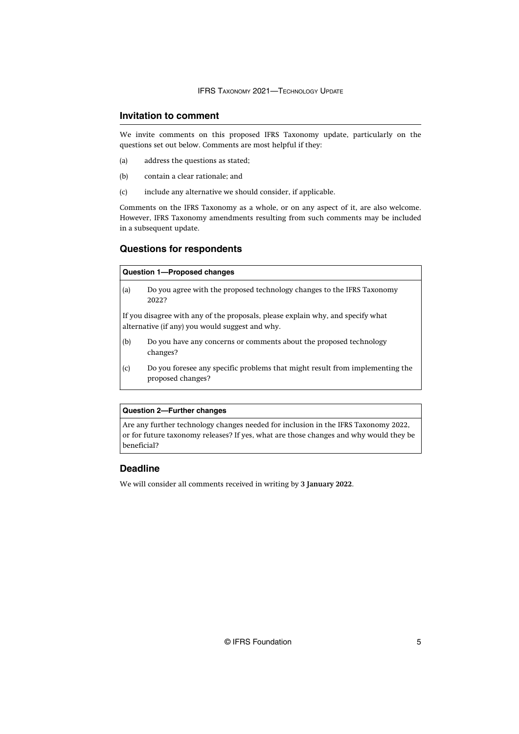## Invitation to comment

We invite comments on this proposed IFRS Taxonomy update, particularly on the questions set out below. Comments are most helpful if they:

(a) address the questions as stated;

(b) contain a clear rationale; and

(c) include any alternative we should consider, if applicable.

Comments on the IFRS Taxonomy as a whole, or on any aspect of it, are also welcome. However, IFRS Taxonomy amendments resulting from such comments may be included in a subsequent update.

## Questions for respondents

| **Question 1—Proposed changes** |
|---|
| (a) Do you agree with the proposed technology changes to the IFRS Taxonomy 2022?<br><br>If you disagree with any of the proposals, please explain why, and specify what alternative (if any) you would suggest and why.<br><br>(b) Do you have any concerns or comments about the proposed technology changes?<br><br>(c) Do you foresee any specific problems that might result from implementing the proposed changes? |

| **Question 2—Further changes** |
|---|
| Are any further technology changes needed for inclusion in the IFRS Taxonomy 2022, or for future taxonomy releases? If yes, what are those changes and why would they be beneficial? |

## Deadline

We will consider all comments received in writing by **3 January 2022**.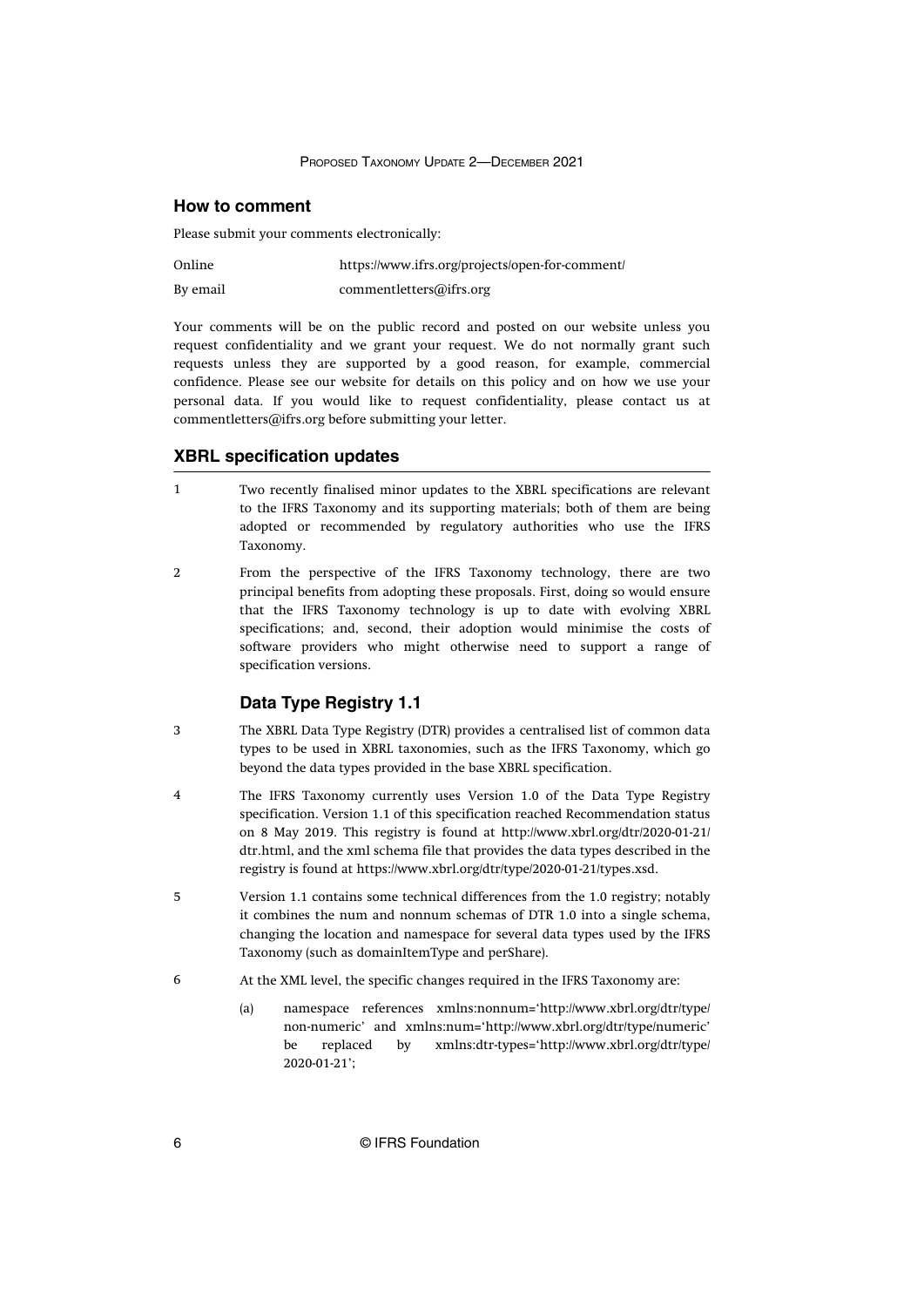## How to comment

Please submit your comments electronically:

| | |
|---|---|
| Online | https://www.ifrs.org/projects/open-for-comment/ |
| By email | commentletters@ifrs.org |

Your comments will be on the public record and posted on our website unless you request confidentiality and we grant your request. We do not normally grant such requests unless they are supported by a good reason, for example, commercial confidence. Please see our website for details on this policy and on how we use your personal data. If you would like to request confidentiality, please contact us at commentletters@ifrs.org before submitting your letter.

## XBRL specification updates

1 Two recently finalised minor updates to the XBRL specifications are relevant to the IFRS Taxonomy and its supporting materials; both of them are being adopted or recommended by regulatory authorities who use the IFRS Taxonomy.

2 From the perspective of the IFRS Taxonomy technology, there are two principal benefits from adopting these proposals. First, doing so would ensure that the IFRS Taxonomy technology is up to date with evolving XBRL specifications; and, second, their adoption would minimise the costs of software providers who might otherwise need to support a range of specification versions.

### Data Type Registry 1.1

3 The XBRL Data Type Registry (DTR) provides a centralised list of common data types to be used in XBRL taxonomies, such as the IFRS Taxonomy, which go beyond the data types provided in the base XBRL specification.

4 The IFRS Taxonomy currently uses Version 1.0 of the Data Type Registry specification. Version 1.1 of this specification reached Recommendation status on 8 May 2019. This registry is found at http://www.xbrl.org/dtr/2020-01-21/dtr.html, and the xml schema file that provides the data types described in the registry is found at https://www.xbrl.org/dtr/type/2020-01-21/types.xsd.

5 Version 1.1 contains some technical differences from the 1.0 registry; notably it combines the num and nonnum schemas of DTR 1.0 into a single schema, changing the location and namespace for several data types used by the IFRS Taxonomy (such as domainItemType and perShare).

6 At the XML level, the specific changes required in the IFRS Taxonomy are:

(a) namespace references xmlns:nonnum='http://www.xbrl.org/dtr/type/non-numeric' and xmlns:num='http://www.xbrl.org/dtr/type/numeric' be replaced by xmlns:dtr-types='http://www.xbrl.org/dtr/type/2020-01-21';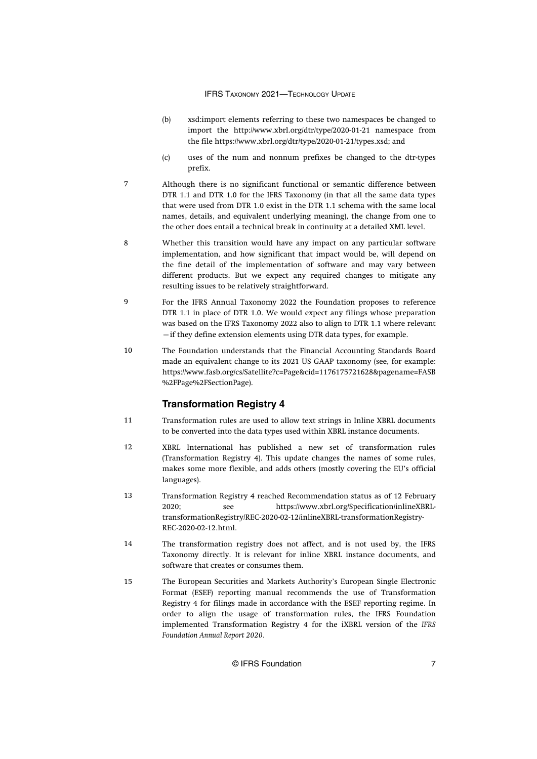(b) xsd:import elements referring to these two namespaces be changed to import the http://www.xbrl.org/dtr/type/2020-01-21 namespace from the file https://www.xbrl.org/dtr/type/2020-01-21/types.xsd; and

(c) uses of the num and nonnum prefixes be changed to the dtr-types prefix.

7 Although there is no significant functional or semantic difference between DTR 1.1 and DTR 1.0 for the IFRS Taxonomy (in that all the same data types that were used from DTR 1.0 exist in the DTR 1.1 schema with the same local names, details, and equivalent underlying meaning), the change from one to the other does entail a technical break in continuity at a detailed XML level.

8 Whether this transition would have any impact on any particular software implementation, and how significant that impact would be, will depend on the fine detail of the implementation of software and may vary between different products. But we expect any required changes to mitigate any resulting issues to be relatively straightforward.

9 For the IFRS Annual Taxonomy 2022 the Foundation proposes to reference DTR 1.1 in place of DTR 1.0. We would expect any filings whose preparation was based on the IFRS Taxonomy 2022 also to align to DTR 1.1 where relevant —if they define extension elements using DTR data types, for example.

10 The Foundation understands that the Financial Accounting Standards Board made an equivalent change to its 2021 US GAAP taxonomy (see, for example: https://www.fasb.org/cs/Satellite?c=Page&cid=1176175721628&pagename=FASB%2FPage%2FSectionPage).

## Transformation Registry 4

11 Transformation rules are used to allow text strings in Inline XBRL documents to be converted into the data types used within XBRL instance documents.

12 XBRL International has published a new set of transformation rules (Transformation Registry 4). This update changes the names of some rules, makes some more flexible, and adds others (mostly covering the EU's official languages).

13 Transformation Registry 4 reached Recommendation status as of 12 February 2020; see https://www.xbrl.org/Specification/inlineXBRL-transformationRegistry/REC-2020-02-12/inlineXBRL-transformationRegistry-REC-2020-02-12.html.

14 The transformation registry does not affect, and is not used by, the IFRS Taxonomy directly. It is relevant for inline XBRL instance documents, and software that creates or consumes them.

15 The European Securities and Markets Authority's European Single Electronic Format (ESEF) reporting manual recommends the use of Transformation Registry 4 for filings made in accordance with the ESEF reporting regime. In order to align the usage of transformation rules, the IFRS Foundation implemented Transformation Registry 4 for the iXBRL version of the *IFRS Foundation Annual Report 2020*.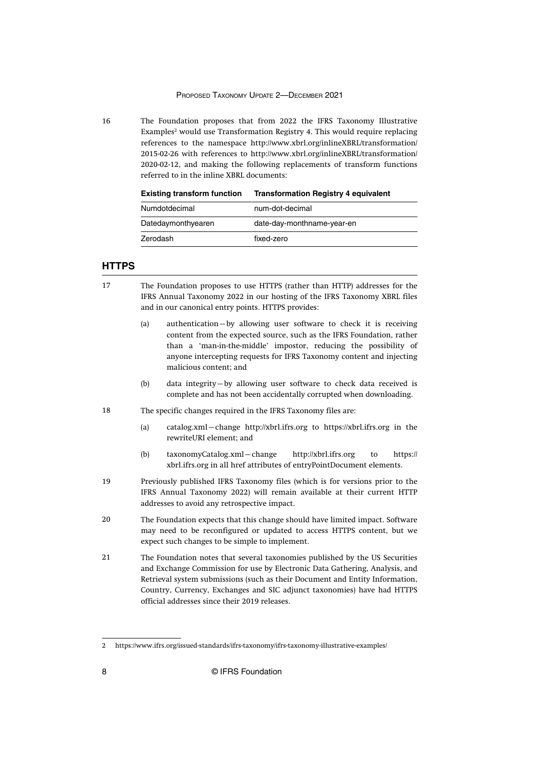16 The Foundation proposes that from 2022 the IFRS Taxonomy Illustrative Examples[2] would use Transformation Registry 4. This would require replacing references to the namespace http://www.xbrl.org/inlineXBRL/transformation/2015-02-26 with references to http://www.xbrl.org/inlineXBRL/transformation/2020-02-12, and making the following replacements of transform functions referred to in the inline XBRL documents:

| Existing transform function | Transformation Registry 4 equivalent |
| --- | --- |
| Numdotdecimal | num-dot-decimal |
| Datedaymonthyearen | date-day-monthname-year-en |
| Zerodash | fixed-zero |

## HTTPS

17 The Foundation proposes to use HTTPS (rather than HTTP) addresses for the IFRS Annual Taxonomy 2022 in our hosting of the IFRS Taxonomy XBRL files and in our canonical entry points. HTTPS provides:

(a) authentication—by allowing user software to check it is receiving content from the expected source, such as the IFRS Foundation, rather than a 'man-in-the-middle' impostor, reducing the possibility of anyone intercepting requests for IFRS Taxonomy content and injecting malicious content; and

(b) data integrity—by allowing user software to check data received is complete and has not been accidentally corrupted when downloading.

18 The specific changes required in the IFRS Taxonomy files are:

(a) catalog.xml—change http://xbrl.ifrs.org to https://xbrl.ifrs.org in the rewriteURI element; and

(b) taxonomyCatalog.xml—change http://xbrl.ifrs.org to https://xbrl.ifrs.org in all href attributes of entryPointDocument elements.

19 Previously published IFRS Taxonomy files (which is for versions prior to the IFRS Annual Taxonomy 2022) will remain available at their current HTTP addresses to avoid any retrospective impact.

20 The Foundation expects that this change should have limited impact. Software may need to be reconfigured or updated to access HTTPS content, but we expect such changes to be simple to implement.

21 The Foundation notes that several taxonomies published by the US Securities and Exchange Commission for use by Electronic Data Gathering, Analysis, and Retrieval system submissions (such as their Document and Entity Information, Country, Currency, Exchanges and SIC adjunct taxonomies) have had HTTPS official addresses since their 2019 releases.

---

[2] https://www.ifrs.org/issued-standards/ifrs-taxonomy/ifrs-taxonomy-illustrative-examples/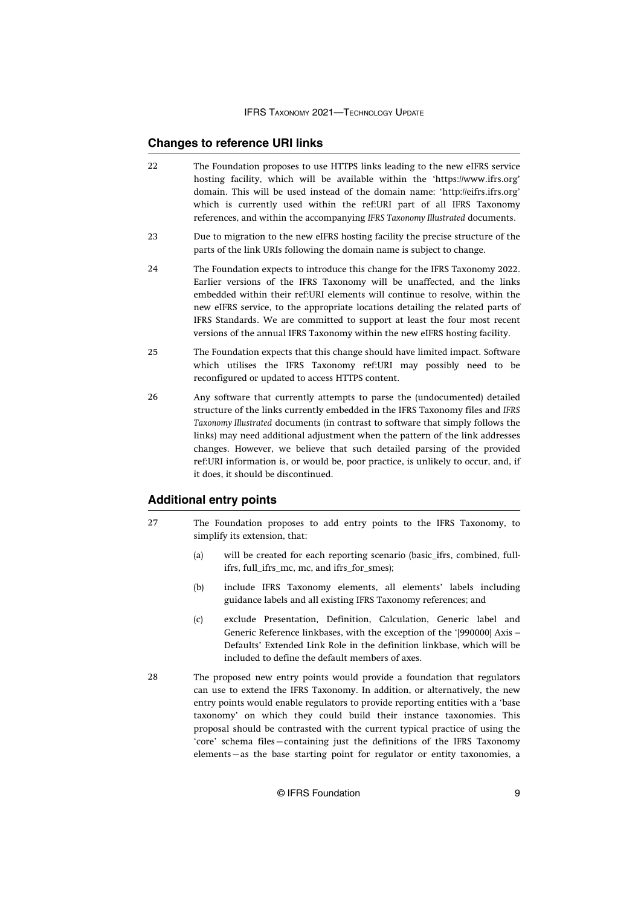## Changes to reference URI links

22 The Foundation proposes to use HTTPS links leading to the new eIFRS service hosting facility, which will be available within the 'https://www.ifrs.org' domain. This will be used instead of the domain name: 'http://eifrs.ifrs.org' which is currently used within the ref:URI part of all IFRS Taxonomy references, and within the accompanying *IFRS Taxonomy Illustrated* documents.

23 Due to migration to the new eIFRS hosting facility the precise structure of the parts of the link URIs following the domain name is subject to change.

24 The Foundation expects to introduce this change for the IFRS Taxonomy 2022. Earlier versions of the IFRS Taxonomy will be unaffected, and the links embedded within their ref:URI elements will continue to resolve, within the new eIFRS service, to the appropriate locations detailing the related parts of IFRS Standards. We are committed to support at least the four most recent versions of the annual IFRS Taxonomy within the new eIFRS hosting facility.

25 The Foundation expects that this change should have limited impact. Software which utilises the IFRS Taxonomy ref:URI may possibly need to be reconfigured or updated to access HTTPS content.

26 Any software that currently attempts to parse the (undocumented) detailed structure of the links currently embedded in the IFRS Taxonomy files and *IFRS Taxonomy Illustrated* documents (in contrast to software that simply follows the links) may need additional adjustment when the pattern of the link addresses changes. However, we believe that such detailed parsing of the provided ref:URI information is, or would be, poor practice, is unlikely to occur, and, if it does, it should be discontinued.

## Additional entry points

27 The Foundation proposes to add entry points to the IFRS Taxonomy, to simplify its extension, that:

(a) will be created for each reporting scenario (basic_ifrs, combined, full-ifrs, full_ifrs_mc, mc, and ifrs_for_smes);

(b) include IFRS Taxonomy elements, all elements' labels including guidance labels and all existing IFRS Taxonomy references; and

(c) exclude Presentation, Definition, Calculation, Generic label and Generic Reference linkbases, with the exception of the '[990000] Axis – Defaults' Extended Link Role in the definition linkbase, which will be included to define the default members of axes.

28 The proposed new entry points would provide a foundation that regulators can use to extend the IFRS Taxonomy. In addition, or alternatively, the new entry points would enable regulators to provide reporting entities with a 'base taxonomy' on which they could build their instance taxonomies. This proposal should be contrasted with the current typical practice of using the 'core' schema files—containing just the definitions of the IFRS Taxonomy elements—as the base starting point for regulator or entity taxonomies, a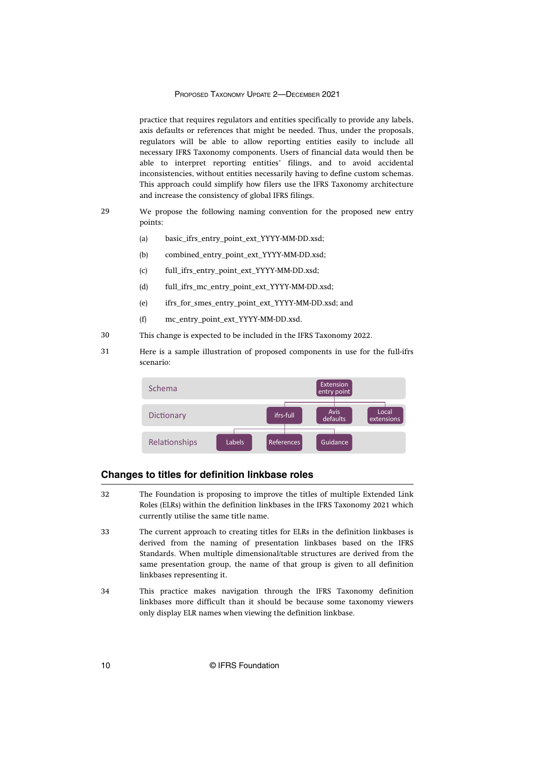practice that requires regulators and entities specifically to provide any labels, axis defaults or references that might be needed. Thus, under the proposals, regulators will be able to allow reporting entities easily to include all necessary IFRS Taxonomy components. Users of financial data would then be able to interpret reporting entities' filings, and to avoid accidental inconsistencies, without entities necessarily having to define custom schemas. This approach could simplify how filers use the IFRS Taxonomy architecture and increase the consistency of global IFRS filings.

29 We propose the following naming convention for the proposed new entry points:

(a) basic_ifrs_entry_point_ext_YYYY-MM-DD.xsd;

(b) combined_entry_point_ext_YYYY-MM-DD.xsd;

(c) full_ifrs_entry_point_ext_YYYY-MM-DD.xsd;

(d) full_ifrs_mc_entry_point_ext_YYYY-MM-DD.xsd;

(e) ifrs_for_smes_entry_point_ext_YYYY-MM-DD.xsd; and

(f) mc_entry_point_ext_YYYY-MM-DD.xsd.

30 This change is expected to be included in the IFRS Taxonomy 2022.

31 Here is a sample illustration of proposed components in use for the full-ifrs scenario:

| Layer | Components |
|---|---|
| Schema | Extension entry point |
| Dictionary | ifrs-full, Avis defaults, Local extensions |
| Relationships | Labels, References, Guidance |

## Changes to titles for definition linkbase roles

32 The Foundation is proposing to improve the titles of multiple Extended Link Roles (ELRs) within the definition linkbases in the IFRS Taxonomy 2021 which currently utilise the same title name.

33 The current approach to creating titles for ELRs in the definition linkbases is derived from the naming of presentation linkbases based on the IFRS Standards. When multiple dimensional/table structures are derived from the same presentation group, the name of that group is given to all definition linkbases representing it.

34 This practice makes navigation through the IFRS Taxonomy definition linkbases more difficult than it should be because some taxonomy viewers only display ELR names when viewing the definition linkbase.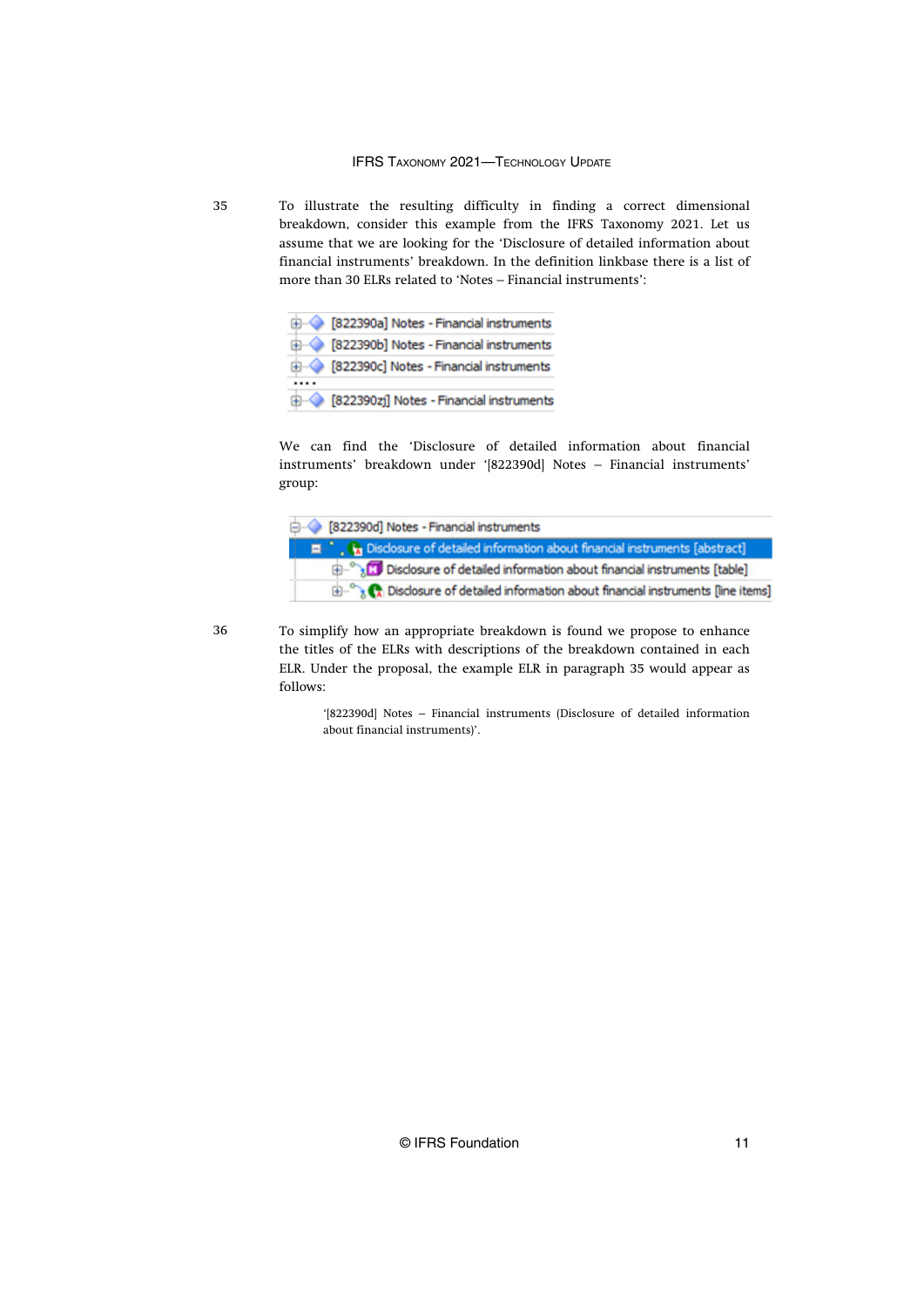35 To illustrate the resulting difficulty in finding a correct dimensional breakdown, consider this example from the IFRS Taxonomy 2021. Let us assume that we are looking for the 'Disclosure of detailed information about financial instruments' breakdown. In the definition linkbase there is a list of more than 30 ELRs related to 'Notes – Financial instruments':

[822390a] Notes - Financial instruments
[822390b] Notes - Financial instruments
[822390c] Notes - Financial instruments
....
[822390zj] Notes - Financial instruments

We can find the 'Disclosure of detailed information about financial instruments' breakdown under '[822390d] Notes – Financial instruments' group:

[822390d] Notes - Financial instruments
- Disclosure of detailed information about financial instruments [abstract]
  - Disclosure of detailed information about financial instruments [table]
  - Disclosure of detailed information about financial instruments [line items]

36 To simplify how an appropriate breakdown is found we propose to enhance the titles of the ELRs with descriptions of the breakdown contained in each ELR. Under the proposal, the example ELR in paragraph 35 would appear as follows:

> '[822390d] Notes – Financial instruments (Disclosure of detailed information about financial instruments)'.